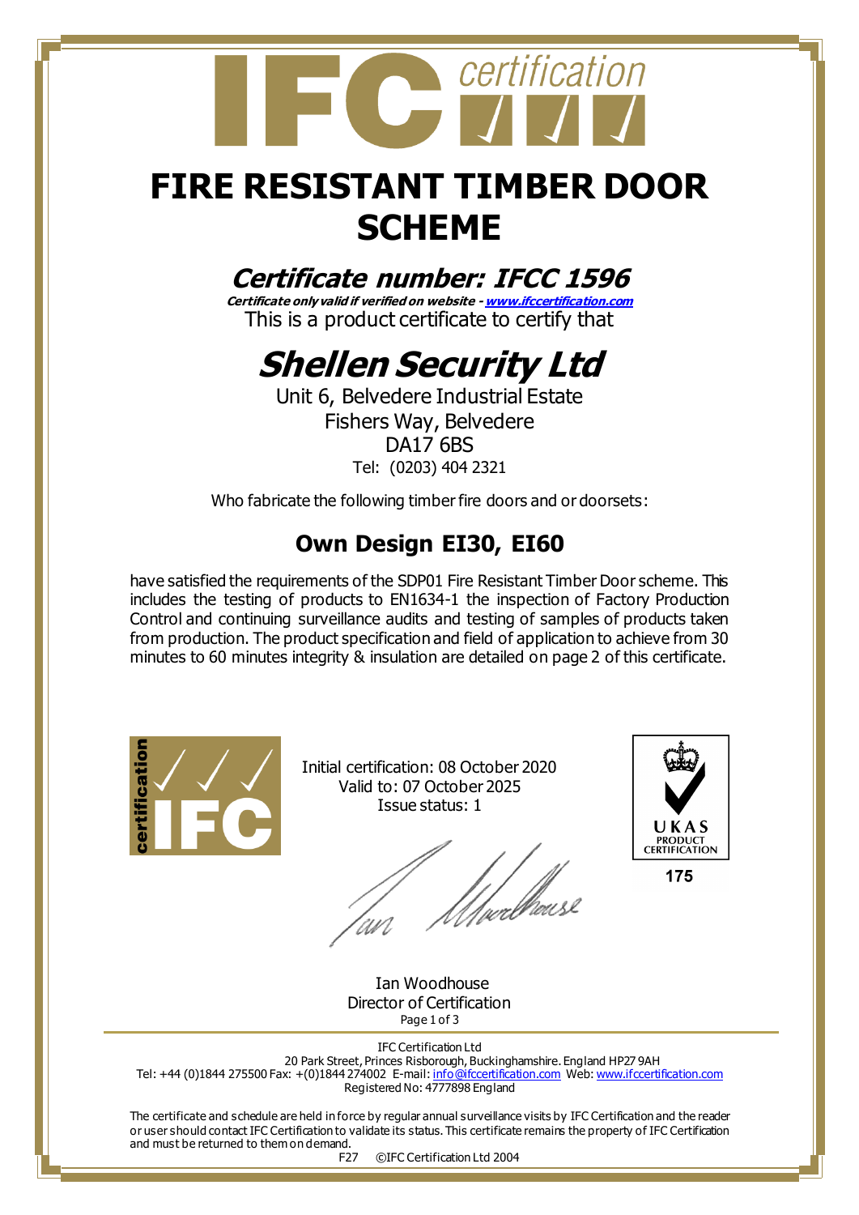# FIRE RESISTANT TIMBER DOOR SCHEME

## *Certificate number: IFCC 1596*

***Certificate only valid if verified on website - www.ifccertification.com***

This is a product certificate to certify that

# *Shellen Security Ltd*

Unit 6, Belvedere Industrial Estate
Fishers Way, Belvedere
DA17 6BS
Tel: (0203) 404 2321

Who fabricate the following timber fire doors and or doorsets:

## Own Design EI30, EI60

have satisfied the requirements of the SDP01 Fire Resistant Timber Door scheme. This includes the testing of products to EN1634-1 the inspection of Factory Production Control and continuing surveillance audits and testing of samples of products taken from production. The product specification and field of application to achieve from 30 minutes to 60 minutes integrity & insulation are detailed on page 2 of this certificate.

Initial certification: 08 October 2020
Valid to: 07 October 2025
Issue status: 1

UKAS PRODUCT CERTIFICATION
175

Ian Woodhouse
Director of Certification

IFC Certification Ltd
20 Park Street, Princes Risborough, Buckinghamshire. England HP27 9AH
Tel: +44 (0)1844 275500 Fax: +(0)1844 274002 E-mail: info@ifccertification.com Web: www.ifccertification.com
Registered No: 4777898 England

The certificate and schedule are held in force by regular annual surveillance visits by IFC Certification and the reader or user should contact IFC Certification to validate its status. This certificate remains the property of IFC Certification and must be returned to them on demand.

F27 ©IFC Certification Ltd 2004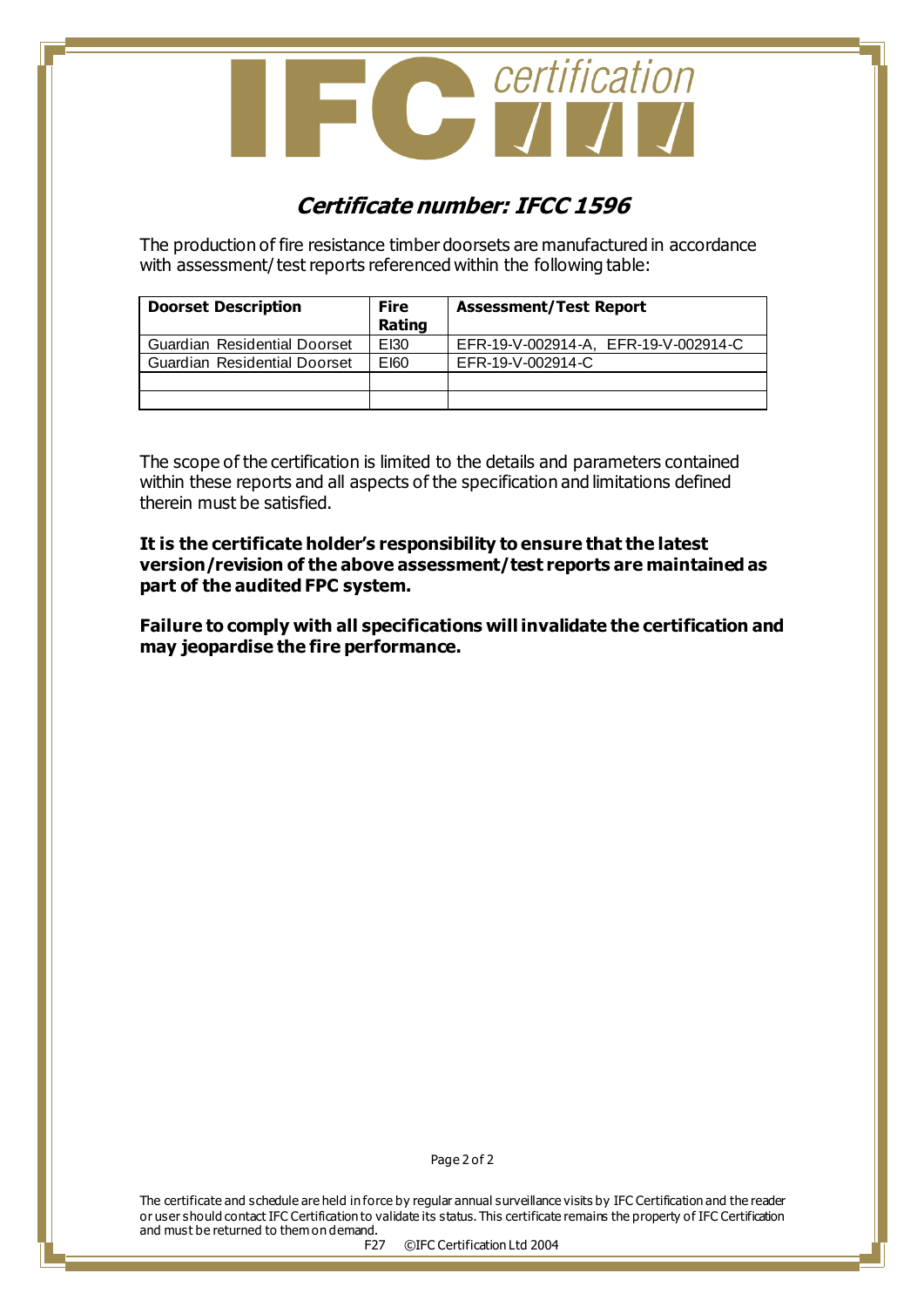# *Certificate number: IFCC 1596*

The production of fire resistance timber doorsets are manufactured in accordance with assessment/test reports referenced within the following table:

| Doorset Description | Fire Rating | Assessment/Test Report |
|---|---|---|
| Guardian Residential Doorset | EI30 | EFR-19-V-002914-A, EFR-19-V-002914-C |
| Guardian Residential Doorset | EI60 | EFR-19-V-002914-C |
| | | |
| | | |

The scope of the certification is limited to the details and parameters contained within these reports and all aspects of the specification and limitations defined therein must be satisfied.

**It is the certificate holder's responsibility to ensure that the latest version/revision of the above assessment/test reports are maintained as part of the audited FPC system.**

**Failure to comply with all specifications will invalidate the certification and may jeopardise the fire performance.**

The certificate and schedule are held in force by regular annual surveillance visits by IFC Certification and the reader or user should contact IFC Certification to validate its status. This certificate remains the property of IFC Certification and must be returned to them on demand.

F27 ©IFC Certification Ltd 2004